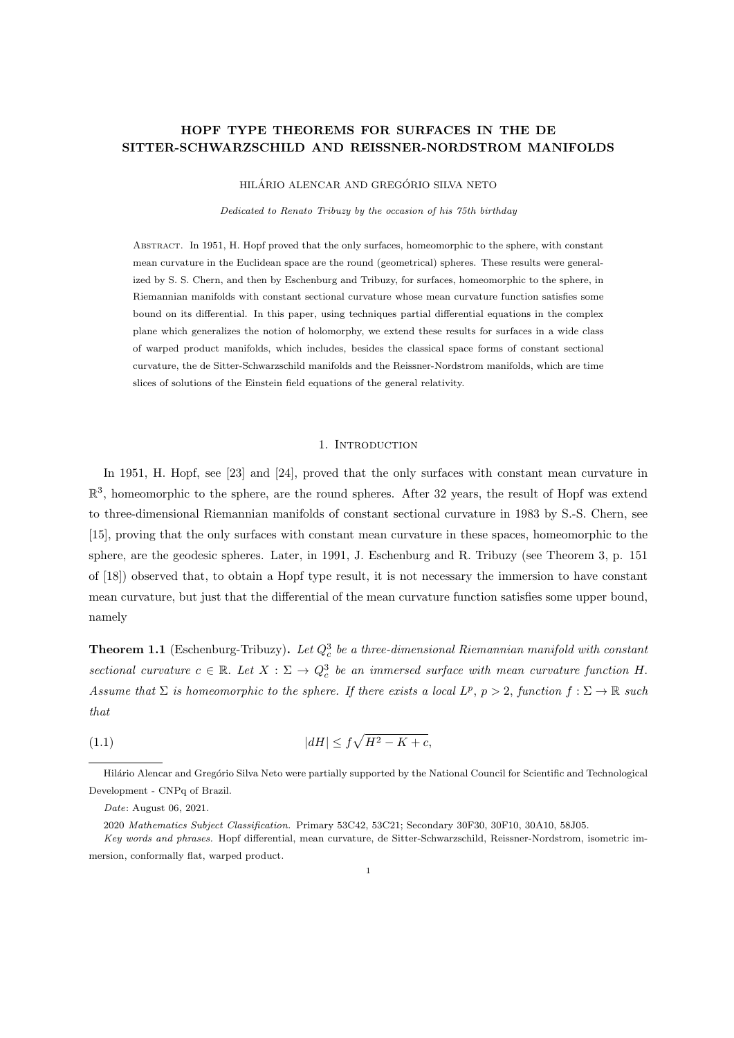# HOPF TYPE THEOREMS FOR SURFACES IN THE DE SITTER-SCHWARZSCHILD AND REISSNER-NORDSTROM MANIFOLDS

HILÁRIO ALENCAR AND GREGÓRIO SILVA NETO

*Dedicated to Renato Tribuzy by the occasion of his 75th birthday*

Abstract. In 1951, H. Hopf proved that the only surfaces, homeomorphic to the sphere, with constant mean curvature in the Euclidean space are the round (geometrical) spheres. These results were generalized by S. S. Chern, and then by Eschenburg and Tribuzy, for surfaces, homeomorphic to the sphere, in Riemannian manifolds with constant sectional curvature whose mean curvature function satisfies some bound on its differential. In this paper, using techniques partial differential equations in the complex plane which generalizes the notion of holomorphy, we extend these results for surfaces in a wide class of warped product manifolds, which includes, besides the classical space forms of constant sectional curvature, the de Sitter-Schwarzschild manifolds and the Reissner-Nordstrom manifolds, which are time slices of solutions of the Einstein field equations of the general relativity.

## 1. Introduction

In 1951, H. Hopf, see [23] and [24], proved that the only surfaces with constant mean curvature in $\mathbb{R}^3$, homeomorphic to the sphere, are the round spheres. After 32 years, the result of Hopf was extend to three-dimensional Riemannian manifolds of constant sectional curvature in 1983 by S.-S. Chern, see [15], proving that the only surfaces with constant mean curvature in these spaces, homeomorphic to the sphere, are the geodesic spheres. Later, in 1991, J. Eschenburg and R. Tribuzy (see Theorem 3, p. 151 of [18]) observed that, to obtain a Hopf type result, it is not necessary the immersion to have constant mean curvature, but just that the differential of the mean curvature function satisfies some upper bound, namely

**Theorem 1.1** (Eschenburg-Tribuzy)**.** *Let $Q_c^3$ be a three-dimensional Riemannian manifold with constant sectional curvature $c \in \mathbb{R}$. Let $X : \Sigma \to Q_c^3$ be an immersed surface with mean curvature function $H$. Assume that $\Sigma$ is homeomorphic to the sphere. If there exists a local $L^p$, $p > 2$, function $f : \Sigma \to \mathbb{R}$ such that*

$$|dH| \leq f\sqrt{H^2 - K + c}, \tag{1.1}$$

Hilário Alencar and Gregório Silva Neto were partially supported by the National Council for Scientific and Technological Development - CNPq of Brazil.

*Date*: August 06, 2021.

2020 *Mathematics Subject Classification.* Primary 53C42, 53C21; Secondary 30F30, 30F10, 30A10, 58J05.

*Key words and phrases.* Hopf differential, mean curvature, de Sitter-Schwarzschild, Reissner-Nordstrom, isometric immersion, conformally flat, warped product.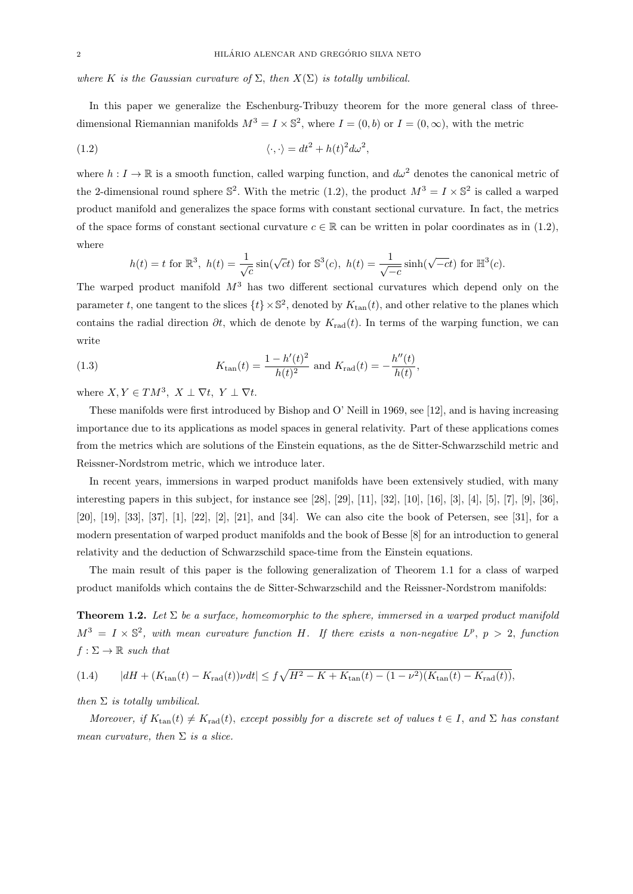*where $K$ is the Gaussian curvature of $\Sigma$, then $X(\Sigma)$ is totally umbilical.*

In this paper we generalize the Eschenburg-Tribuzy theorem for the more general class of three-dimensional Riemannian manifolds $M^3 = I \times \mathbb{S}^2$, where $I = (0, b)$ or $I = (0, \infty)$, with the metric

$$\langle \cdot, \cdot \rangle = dt^2 + h(t)^2 d\omega^2, \tag{1.2}$$

where $h : I \to \mathbb{R}$ is a smooth function, called warping function, and $d\omega^2$ denotes the canonical metric of the 2-dimensional round sphere $\mathbb{S}^2$. With the metric (1.2), the product $M^3 = I \times \mathbb{S}^2$ is called a warped product manifold and generalizes the space forms with constant sectional curvature. In fact, the metrics of the space forms of constant sectional curvature $c \in \mathbb{R}$ can be written in polar coordinates as in (1.2), where

$$h(t) = t \text{ for } \mathbb{R}^3, \; h(t) = \frac{1}{\sqrt{c}} \sin(\sqrt{c}t) \text{ for } \mathbb{S}^3(c), \; h(t) = \frac{1}{\sqrt{-c}} \sinh(\sqrt{-c}t) \text{ for } \mathbb{H}^3(c).$$

The warped product manifold $M^3$ has two different sectional curvatures which depend only on the parameter $t$, one tangent to the slices $\{t\} \times \mathbb{S}^2$, denoted by $K_{\tan}(t)$, and other relative to the planes which contains the radial direction $\partial t$, which de denote by $K_{\text{rad}}(t)$. In terms of the warping function, we can write

$$K_{\tan}(t) = \frac{1 - h'(t)^2}{h(t)^2} \text{ and } K_{\text{rad}}(t) = -\frac{h''(t)}{h(t)}, \tag{1.3}$$

where $X, Y \in TM^3, \; X \perp \nabla t, \; Y \perp \nabla t$.

These manifolds were first introduced by Bishop and O' Neill in 1969, see [12], and is having increasing importance due to its applications as model spaces in general relativity. Part of these applications comes from the metrics which are solutions of the Einstein equations, as the de Sitter-Schwarzschild metric and Reissner-Nordstrom metric, which we introduce later.

In recent years, immersions in warped product manifolds have been extensively studied, with many interesting papers in this subject, for instance see [28], [29], [11], [32], [10], [16], [3], [4], [5], [7], [9], [36], [20], [19], [33], [37], [1], [22], [2], [21], and [34]. We can also cite the book of Petersen, see [31], for a modern presentation of warped product manifolds and the book of Besse [8] for an introduction to general relativity and the deduction of Schwarzschild space-time from the Einstein equations.

The main result of this paper is the following generalization of Theorem 1.1 for a class of warped product manifolds which contains the de Sitter-Schwarzschild and the Reissner-Nordstrom manifolds:

**Theorem 1.2.** *Let $\Sigma$ be a surface, homeomorphic to the sphere, immersed in a warped product manifold $M^3 = I \times \mathbb{S}^2$, with mean curvature function $H$. If there exists a non-negative $L^p$, $p > 2$, function $f : \Sigma \to \mathbb{R}$ such that*

$$|dH + (K_{\tan}(t) - K_{\text{rad}}(t))\nu dt| \leq f\sqrt{H^2 - K + K_{\tan}(t) - (1 - \nu^2)(K_{\tan}(t) - K_{\text{rad}}(t))}, \tag{1.4}$$

*then $\Sigma$ is totally umbilical.*

*Moreover, if $K_{\tan}(t) \neq K_{\text{rad}}(t)$, except possibly for a discrete set of values $t \in I$, and $\Sigma$ has constant mean curvature, then $\Sigma$ is a slice.*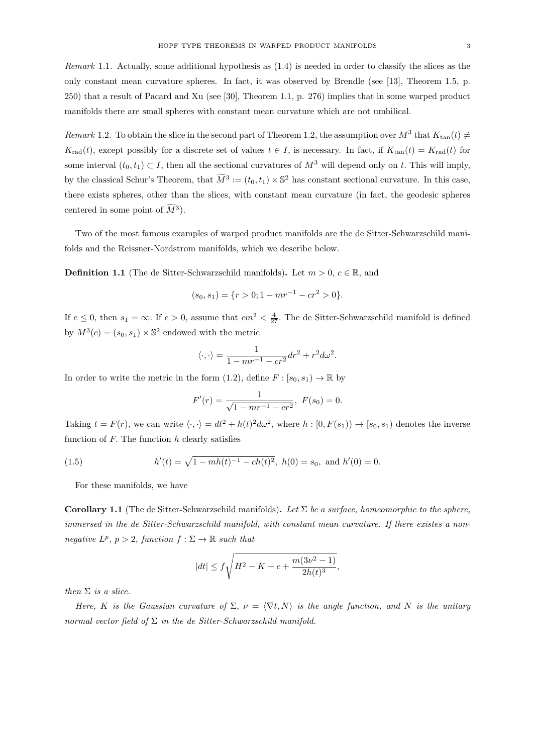*Remark* 1.1. Actually, some additional hypothesis as (1.4) is needed in order to classify the slices as the only constant mean curvature spheres. In fact, it was observed by Brendle (see [13], Theorem 1.5, p. 250) that a result of Pacard and Xu (see [30], Theorem 1.1, p. 276) implies that in some warped product manifolds there are small spheres with constant mean curvature which are not umbilical.

*Remark* 1.2. To obtain the slice in the second part of Theorem 1.2, the assumption over $M^3$ that $K_{\tan}(t) \neq K_{\mathrm{rad}}(t)$, except possibly for a discrete set of values $t \in I$, is necessary. In fact, if $K_{\tan}(t) = K_{\mathrm{rad}}(t)$ for some interval $(t_0, t_1) \subset I$, then all the sectional curvatures of $M^3$ will depend only on $t$. This will imply, by the classical Schur's Theorem, that $\widetilde{M}^3 := (t_0, t_1) \times \mathbb{S}^2$ has constant sectional curvature. In this case, there exists spheres, other than the slices, with constant mean curvature (in fact, the geodesic spheres centered in some point of $\widetilde{M}^3$).

Two of the most famous examples of warped product manifolds are the de Sitter-Schwarzschild manifolds and the Reissner-Nordstrom manifolds, which we describe below.

**Definition 1.1** (The de Sitter-Schwarzschild manifolds)**.** Let $m > 0$, $c \in \mathbb{R}$, and

$$(s_0, s_1) = \{r > 0; 1 - mr^{-1} - cr^2 > 0\}.$$

If $c \leq 0$, then $s_1 = \infty$. If $c > 0$, assume that $cm^2 < \frac{4}{27}$. The de Sitter-Schwarzschild manifold is defined by $M^3(c) = (s_0, s_1) \times \mathbb{S}^2$ endowed with the metric

$$\langle \cdot, \cdot \rangle = \frac{1}{1 - mr^{-1} - cr^2} dr^2 + r^2 d\omega^2.$$

In order to write the metric in the form (1.2), define $F : [s_0, s_1) \to \mathbb{R}$ by

$$F'(r) = \frac{1}{\sqrt{1 - mr^{-1} - cr^2}}, \; F(s_0) = 0.$$

Taking $t = F(r)$, we can write $\langle \cdot, \cdot \rangle = dt^2 + h(t)^2 d\omega^2$, where $h : [0, F(s_1)) \to [s_0, s_1)$ denotes the inverse function of $F$. The function $h$ clearly satisfies

$$h'(t) = \sqrt{1 - mh(t)^{-1} - ch(t)^2}, \; h(0) = s_0, \text{ and } h'(0) = 0. \tag{1.5}$$

For these manifolds, we have

**Corollary 1.1** (The de Sitter-Schwarzschild manifolds)**.** *Let $\Sigma$ be a surface, homeomorphic to the sphere, immersed in the de Sitter-Schwarzschild manifold, with constant mean curvature. If there existes a non-negative $L^p$, $p > 2$, function $f : \Sigma \to \mathbb{R}$ such that*

$$|dt| \leq f \sqrt{H^2 - K + c + \frac{m(3\nu^2 - 1)}{2h(t)^3}},$$

*then $\Sigma$ is a slice.*

*Here, $K$ is the Gaussian curvature of $\Sigma$, $\nu = \langle \nabla t, N \rangle$ is the angle function, and $N$ is the unitary normal vector field of $\Sigma$ in the de Sitter-Schwarzschild manifold.*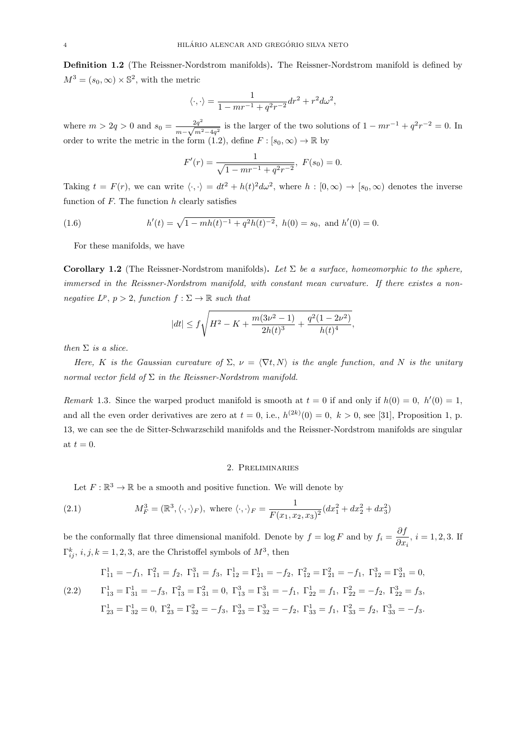**Definition 1.2** (The Reissner-Nordstrom manifolds)**.** The Reissner-Nordstrom manifold is defined by $M^3 = (s_0, \infty) \times \mathbb{S}^2$, with the metric

$$\langle \cdot, \cdot \rangle = \frac{1}{1 - mr^{-1} + q^2 r^{-2}} dr^2 + r^2 d\omega^2,$$

where $m > 2q > 0$ and $s_0 = \frac{2q^2}{m - \sqrt{m^2 - 4q^2}}$ is the larger of the two solutions of $1 - mr^{-1} + q^2 r^{-2} = 0$. In order to write the metric in the form (1.2), define $F : [s_0, \infty) \to \mathbb{R}$ by

$$F'(r) = \frac{1}{\sqrt{1 - mr^{-1} + q^2 r^{-2}}},\ F(s_0) = 0.$$

Taking $t = F(r)$, we can write $\langle \cdot, \cdot \rangle = dt^2 + h(t)^2 d\omega^2$, where $h : [0, \infty) \to [s_0, \infty)$ denotes the inverse function of $F$. The function $h$ clearly satisfies

$$h'(t) = \sqrt{1 - mh(t)^{-1} + q^2 h(t)^{-2}},\ h(0) = s_0,\ \text{and } h'(0) = 0. \tag{1.6}$$

For these manifolds, we have

**Corollary 1.2** (The Reissner-Nordstrom manifolds)**.** *Let $\Sigma$ be a surface, homeomorphic to the sphere, immersed in the Reissner-Nordstrom manifold, with constant mean curvature. If there existes a non-negative $L^p$, $p > 2$, function $f : \Sigma \to \mathbb{R}$ such that*

$$|dt| \le f \sqrt{H^2 - K + \frac{m(3\nu^2 - 1)}{2h(t)^3} + \frac{q^2(1 - 2\nu^2)}{h(t)^4}},$$

*then $\Sigma$ is a slice.*

*Here, $K$ is the Gaussian curvature of $\Sigma$, $\nu = \langle \nabla t, N \rangle$ is the angle function, and $N$ is the unitary normal vector field of $\Sigma$ in the Reissner-Nordstrom manifold.*

*Remark* 1.3. Since the warped product manifold is smooth at $t = 0$ if and only if $h(0) = 0$, $h'(0) = 1$, and all the even order derivatives are zero at $t = 0$, i.e., $h^{(2k)}(0) = 0$, $k > 0$, see [31], Proposition 1, p. 13, we can see the de Sitter-Schwarzschild manifolds and the Reissner-Nordstrom manifolds are singular at $t = 0$.

## 2. Preliminaries

Let $F : \mathbb{R}^3 \to \mathbb{R}$ be a smooth and positive function. We will denote by

$$M_F^3 = (\mathbb{R}^3, \langle \cdot, \cdot \rangle_F),\ \text{where } \langle \cdot, \cdot \rangle_F = \frac{1}{F(x_1, x_2, x_3)^2}(dx_1^2 + dx_2^2 + dx_3^2) \tag{2.1}$$

be the conformally flat three dimensional manifold. Denote by $f = \log F$ and by $f_i = \dfrac{\partial f}{\partial x_i}$, $i = 1, 2, 3$. If $\Gamma_{ij}^k$, $i, j, k = 1, 2, 3$, are the Christoffel symbols of $M^3$, then

$$\begin{aligned}
&\Gamma_{11}^1 = -f_1,\ \Gamma_{11}^2 = f_2,\ \Gamma_{11}^3 = f_3,\ \Gamma_{12}^1 = \Gamma_{21}^1 = -f_2,\ \Gamma_{12}^2 = \Gamma_{21}^2 = -f_1,\ \Gamma_{12}^3 = \Gamma_{21}^3 = 0,\\
&\Gamma_{13}^1 = \Gamma_{31}^1 = -f_3,\ \Gamma_{13}^2 = \Gamma_{31}^2 = 0,\ \Gamma_{13}^3 = \Gamma_{31}^3 = -f_1,\ \Gamma_{22}^1 = f_1,\ \Gamma_{22}^2 = -f_2,\ \Gamma_{22}^3 = f_3,\\
&\Gamma_{23}^1 = \Gamma_{32}^1 = 0,\ \Gamma_{23}^2 = \Gamma_{32}^2 = -f_3,\ \Gamma_{23}^3 = \Gamma_{32}^3 = -f_2,\ \Gamma_{33}^1 = f_1,\ \Gamma_{33}^2 = f_2,\ \Gamma_{33}^3 = -f_3.
\end{aligned} \tag{2.2}$$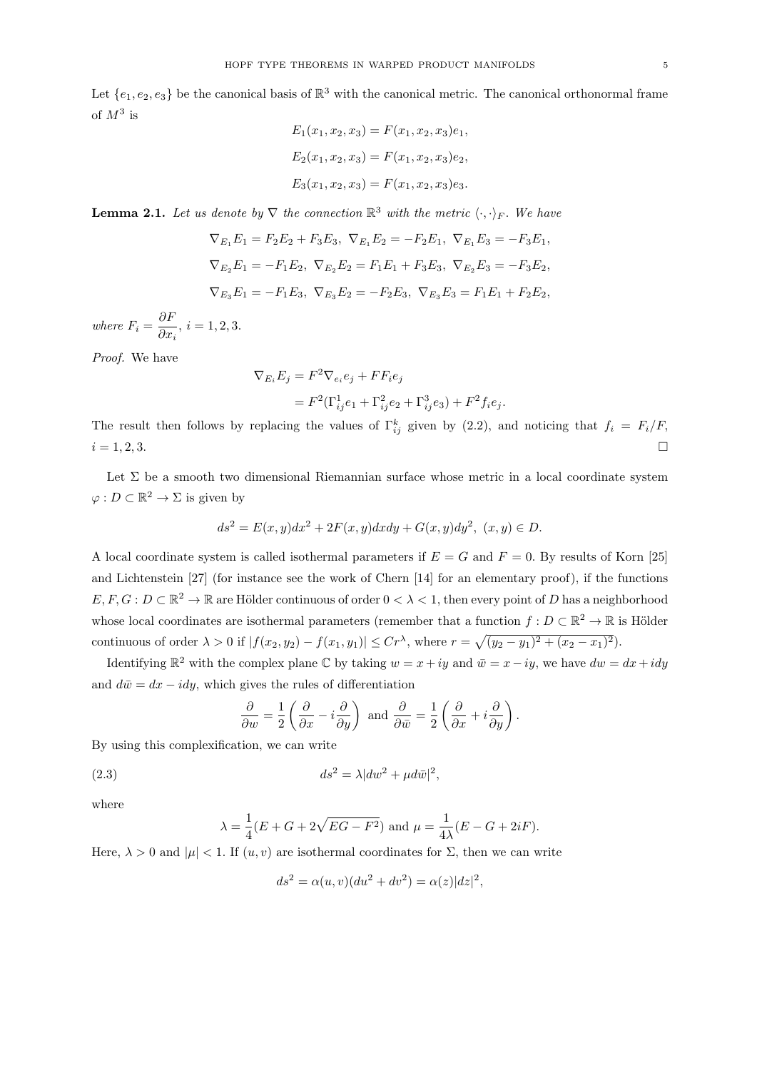Let $\{e_1, e_2, e_3\}$ be the canonical basis of $\mathbb{R}^3$ with the canonical metric. The canonical orthonormal frame of $M^3$ is

$$E_1(x_1, x_2, x_3) = F(x_1, x_2, x_3)e_1,$$

$$E_2(x_1, x_2, x_3) = F(x_1, x_2, x_3)e_2,$$

$$E_3(x_1, x_2, x_3) = F(x_1, x_2, x_3)e_3.$$

**Lemma 2.1.** *Let us denote by $\nabla$ the connection $\mathbb{R}^3$ with the metric $\langle \cdot, \cdot \rangle_F$. We have*

$$\nabla_{E_1} E_1 = F_2 E_2 + F_3 E_3,\ \nabla_{E_1} E_2 = -F_2 E_1,\ \nabla_{E_1} E_3 = -F_3 E_1,$$

$$\nabla_{E_2} E_1 = -F_1 E_2,\ \nabla_{E_2} E_2 = F_1 E_1 + F_3 E_3,\ \nabla_{E_2} E_3 = -F_3 E_2,$$

$$\nabla_{E_3} E_1 = -F_1 E_3,\ \nabla_{E_3} E_2 = -F_2 E_3,\ \nabla_{E_3} E_3 = F_1 E_1 + F_2 E_2,$$

*where $F_i = \dfrac{\partial F}{\partial x_i}$, $i = 1, 2, 3$.*

*Proof.* We have

$$\begin{aligned}\nabla_{E_i} E_j &= F^2 \nabla_{e_i} e_j + F F_i e_j \\ &= F^2(\Gamma_{ij}^1 e_1 + \Gamma_{ij}^2 e_2 + \Gamma_{ij}^3 e_3) + F^2 f_i e_j.\end{aligned}$$

The result then follows by replacing the values of $\Gamma_{ij}^k$ given by (2.2), and noticing that $f_i = F_i/F$, $i = 1, 2, 3$. $\square$

Let $\Sigma$ be a smooth two dimensional Riemannian surface whose metric in a local coordinate system $\varphi : D \subset \mathbb{R}^2 \to \Sigma$ is given by

$$ds^2 = E(x,y)dx^2 + 2F(x,y)dxdy + G(x,y)dy^2,\ (x,y) \in D.$$

A local coordinate system is called isothermal parameters if $E = G$ and $F = 0$. By results of Korn [25] and Lichtenstein [27] (for instance see the work of Chern [14] for an elementary proof), if the functions $E, F, G : D \subset \mathbb{R}^2 \to \mathbb{R}$ are Hölder continuous of order $0 < \lambda < 1$, then every point of $D$ has a neighborhood whose local coordinates are isothermal parameters (remember that a function $f : D \subset \mathbb{R}^2 \to \mathbb{R}$ is Hölder continuous of order $\lambda > 0$ if $|f(x_2, y_2) - f(x_1, y_1)| \leq C r^\lambda$, where $r = \sqrt{(y_2 - y_1)^2 + (x_2 - x_1)^2}$).

Identifying $\mathbb{R}^2$ with the complex plane $\mathbb{C}$ by taking $w = x + iy$ and $\bar{w} = x - iy$, we have $dw = dx + idy$ and $d\bar{w} = dx - idy$, which gives the rules of differentiation

$$\frac{\partial}{\partial w} = \frac{1}{2}\left(\frac{\partial}{\partial x} - i\frac{\partial}{\partial y}\right) \text{ and } \frac{\partial}{\partial \bar{w}} = \frac{1}{2}\left(\frac{\partial}{\partial x} + i\frac{\partial}{\partial y}\right).$$

By using this complexification, we can write

$$ds^2 = \lambda |dw^2 + \mu d\bar{w}|^2, \tag{2.3}$$

where

$$\lambda = \frac{1}{4}(E + G + 2\sqrt{EG - F^2}) \text{ and } \mu = \frac{1}{4\lambda}(E - G + 2iF).$$

Here, $\lambda > 0$ and $|\mu| < 1$. If $(u, v)$ are isothermal coordinates for $\Sigma$, then we can write

$$ds^2 = \alpha(u,v)(du^2 + dv^2) = \alpha(z)|dz|^2,$$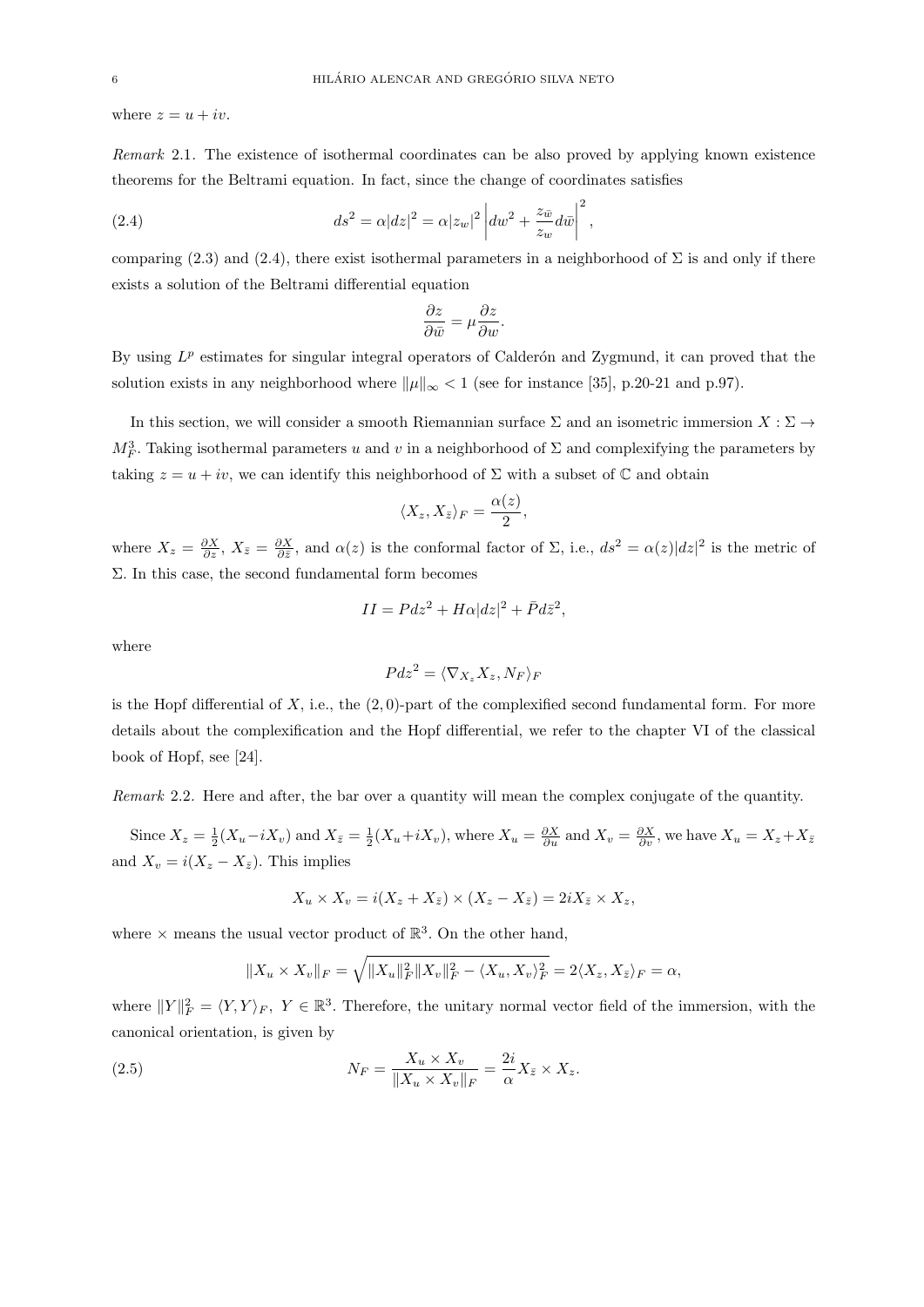where $z = u + iv$.

*Remark* 2.1. The existence of isothermal coordinates can be also proved by applying known existence theorems for the Beltrami equation. In fact, since the change of coordinates satisfies

$$ds^2 = \alpha|dz|^2 = \alpha|z_w|^2 \left| dw^2 + \frac{z_{\bar{w}}}{z_w} d\bar{w} \right|^2, \tag{2.4}$$

comparing (2.3) and (2.4), there exist isothermal parameters in a neighborhood of $\Sigma$ is and only if there exists a solution of the Beltrami differential equation

$$\frac{\partial z}{\partial \bar{w}} = \mu \frac{\partial z}{\partial w}.$$

By using $L^p$ estimates for singular integral operators of Calderón and Zygmund, it can proved that the solution exists in any neighborhood where $\|\mu\|_\infty < 1$ (see for instance [35], p.20-21 and p.97).

In this section, we will consider a smooth Riemannian surface $\Sigma$ and an isometric immersion $X : \Sigma \to M_F^3$. Taking isothermal parameters $u$ and $v$ in a neighborhood of $\Sigma$ and complexifying the parameters by taking $z = u + iv$, we can identify this neighborhood of $\Sigma$ with a subset of $\mathbb{C}$ and obtain

$$\langle X_z, X_{\bar{z}} \rangle_F = \frac{\alpha(z)}{2},$$

where $X_z = \frac{\partial X}{\partial z}$, $X_{\bar{z}} = \frac{\partial X}{\partial \bar{z}}$, and $\alpha(z)$ is the conformal factor of $\Sigma$, i.e., $ds^2 = \alpha(z)|dz|^2$ is the metric of $\Sigma$. In this case, the second fundamental form becomes

$$II = P dz^2 + H\alpha|dz|^2 + \bar{P} d\bar{z}^2,$$

where

$$P dz^2 = \langle \nabla_{X_z} X_z, N_F \rangle_F$$

is the Hopf differential of $X$, i.e., the $(2,0)$-part of the complexified second fundamental form. For more details about the complexification and the Hopf differential, we refer to the chapter VI of the classical book of Hopf, see [24].

*Remark* 2.2. Here and after, the bar over a quantity will mean the complex conjugate of the quantity.

Since $X_z = \frac{1}{2}(X_u - iX_v)$ and $X_{\bar{z}} = \frac{1}{2}(X_u + iX_v)$, where $X_u = \frac{\partial X}{\partial u}$ and $X_v = \frac{\partial X}{\partial v}$, we have $X_u = X_z + X_{\bar{z}}$ and $X_v = i(X_z - X_{\bar{z}})$. This implies

$$X_u \times X_v = i(X_z + X_{\bar{z}}) \times (X_z - X_{\bar{z}}) = 2iX_{\bar{z}} \times X_z,$$

where $\times$ means the usual vector product of $\mathbb{R}^3$. On the other hand,

$$\|X_u \times X_v\|_F = \sqrt{\|X_u\|_F^2 \|X_v\|_F^2 - \langle X_u, X_v \rangle_F^2} = 2\langle X_z, X_{\bar{z}} \rangle_F = \alpha,$$

where $\|Y\|_F^2 = \langle Y, Y \rangle_F$, $Y \in \mathbb{R}^3$. Therefore, the unitary normal vector field of the immersion, with the canonical orientation, is given by

$$N_F = \frac{X_u \times X_v}{\|X_u \times X_v\|_F} = \frac{2i}{\alpha} X_{\bar{z}} \times X_z. \tag{2.5}$$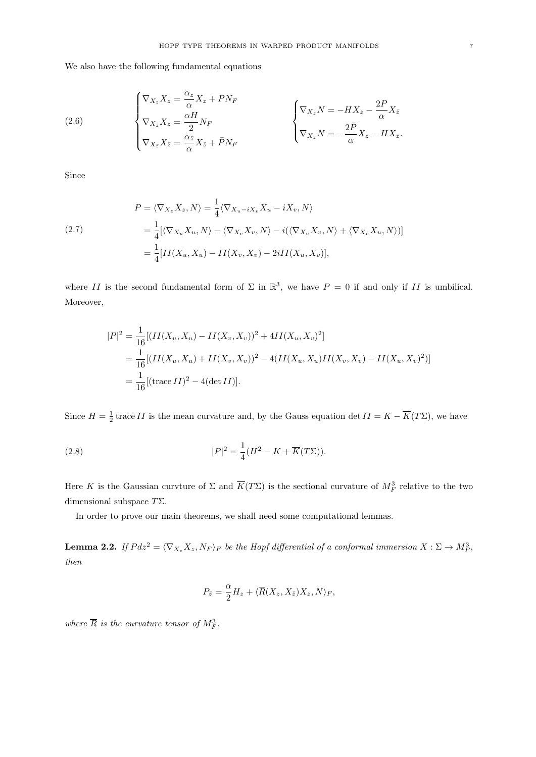We also have the following fundamental equations

$$
(2.6) \qquad \begin{cases} \nabla_{X_z} X_z = \dfrac{\alpha_z}{\alpha} X_z + P N_F \\ \nabla_{X_{\bar{z}}} X_z = \dfrac{\alpha H}{2} N_F \\ \nabla_{X_{\bar{z}}} X_{\bar{z}} = \dfrac{\alpha_{\bar{z}}}{\alpha} X_{\bar{z}} + \bar{P} N_F \end{cases} \qquad \begin{cases} \nabla_{X_z} N = -H X_z - \dfrac{2P}{\alpha} X_{\bar{z}} \\ \nabla_{X_{\bar{z}}} N = -\dfrac{2\bar{P}}{\alpha} X_z - H X_{\bar{z}}. \end{cases}
$$

Since

$$
(2.7) \qquad \begin{aligned} P = \langle \nabla_{X_z} X_z, N \rangle &= \frac{1}{4} \langle \nabla_{X_u - iX_v} X_u - iX_v, N \rangle \\ &= \frac{1}{4} [\langle \nabla_{X_u} X_u, N \rangle - \langle \nabla_{X_v} X_v, N \rangle - i(\langle \nabla_{X_u} X_v, N \rangle + \langle \nabla_{X_v} X_u, N \rangle)] \\ &= \frac{1}{4} [II(X_u, X_u) - II(X_v, X_v) - 2i II(X_u, X_v)], \end{aligned}
$$

where $II$ is the second fundamental form of $\Sigma$ in $\mathbb{R}^3$, we have $P = 0$ if and only if $II$ is umbilical. Moreover,

$$
\begin{aligned} |P|^2 &= \frac{1}{16} [(II(X_u, X_u) - II(X_v, X_v))^2 + 4II(X_u, X_v)^2] \\ &= \frac{1}{16} [(II(X_u, X_u) + II(X_v, X_v))^2 - 4(II(X_u, X_u) II(X_v, X_v) - II(X_u, X_v)^2)] \\ &= \frac{1}{16} [(\operatorname{trace} II)^2 - 4(\det II)]. \end{aligned}
$$

Since $H = \frac{1}{2} \operatorname{trace} II$ is the mean curvature and, by the Gauss equation $\det II = K - \overline{K}(T\Sigma)$, we have

$$
(2.8) \qquad |P|^2 = \frac{1}{4} (H^2 - K + \overline{K}(T\Sigma)).
$$

Here $K$ is the Gaussian curvture of $\Sigma$ and $\overline{K}(T\Sigma)$ is the sectional curvature of $M_F^3$ relative to the two dimensional subspace $T\Sigma$.

In order to prove our main theorems, we shall need some computational lemmas.

**Lemma 2.2.** *If $P dz^2 = \langle \nabla_{X_z} X_z, N_F \rangle_F$ be the Hopf differential of a conformal immersion $X : \Sigma \to M_F^3$, then*

$$
P_{\bar{z}} = \frac{\alpha}{2} H_z + \langle \overline{R}(X_z, X_{\bar{z}}) X_z, N \rangle_F,
$$

*where $\overline{R}$ is the curvature tensor of $M_F^3$.*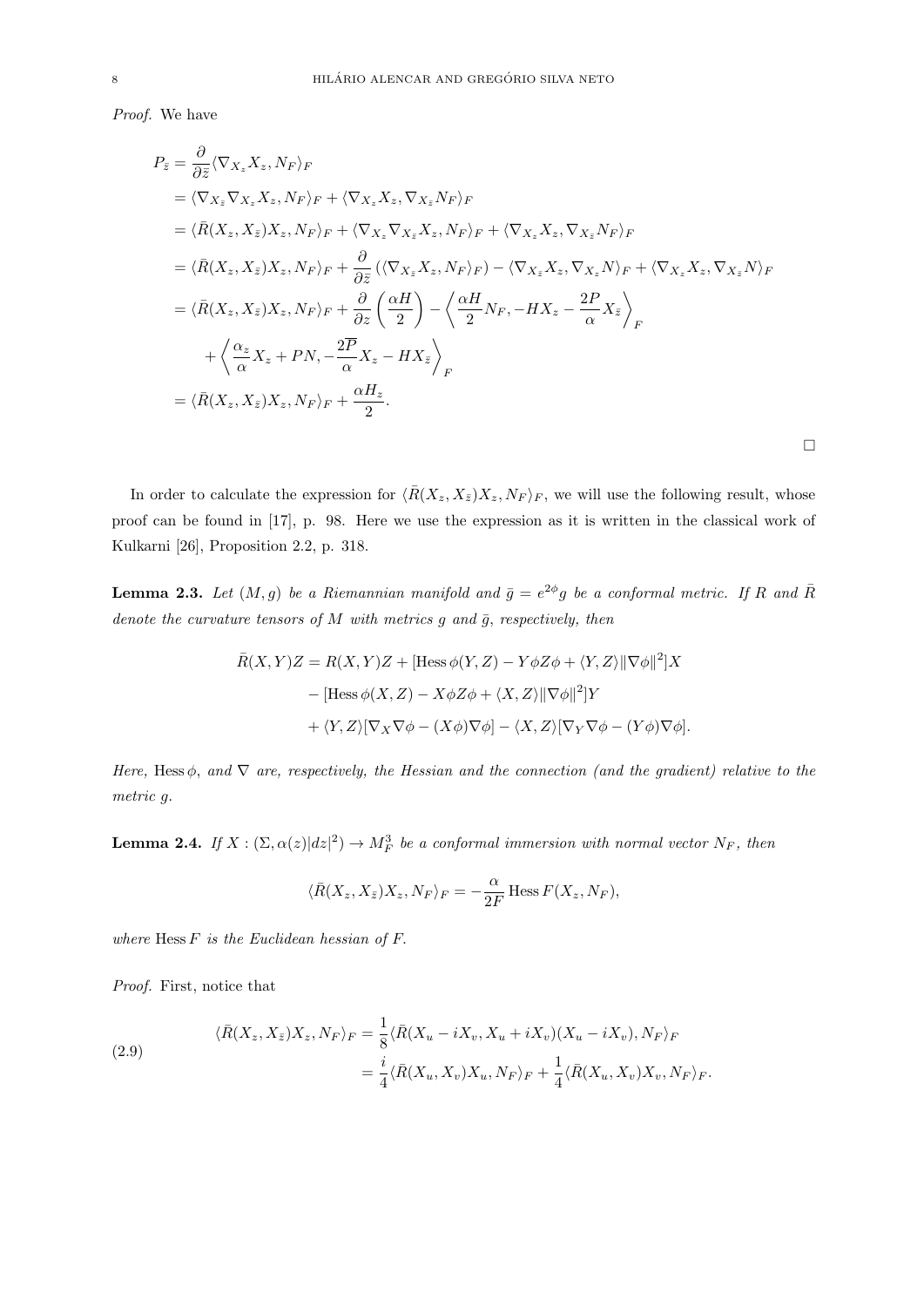*Proof.* We have

$$
\begin{aligned}
P_{\bar z} &= \frac{\partial}{\partial \bar z}\langle \nabla_{X_z} X_z, N_F\rangle_F \\
&= \langle \nabla_{X_{\bar z}} \nabla_{X_z} X_z, N_F\rangle_F + \langle \nabla_{X_z} X_z, \nabla_{X_{\bar z}} N_F\rangle_F \\
&= \langle \bar R(X_z, X_{\bar z})X_z, N_F\rangle_F + \langle \nabla_{X_z}\nabla_{X_{\bar z}} X_z, N_F\rangle_F + \langle \nabla_{X_z} X_z, \nabla_{X_{\bar z}} N_F\rangle_F \\
&= \langle \bar R(X_z, X_{\bar z})X_z, N_F\rangle_F + \frac{\partial}{\partial \bar z}\left(\langle \nabla_{X_{\bar z}} X_z, N_F\rangle_F\right) - \langle \nabla_{X_{\bar z}} X_z, \nabla_{X_z} N\rangle_F + \langle \nabla_{X_z} X_z, \nabla_{X_{\bar z}} N\rangle_F \\
&= \langle \bar R(X_z, X_{\bar z})X_z, N_F\rangle_F + \frac{\partial}{\partial z}\left(\frac{\alpha H}{2}\right) - \left\langle \frac{\alpha H}{2} N_F, -H X_z - \frac{2P}{\alpha} X_{\bar z}\right\rangle_F \\
&\quad + \left\langle \frac{\alpha_z}{\alpha} X_z + PN, -\frac{2\overline{P}}{\alpha} X_z - H X_{\bar z}\right\rangle_F \\
&= \langle \bar R(X_z, X_{\bar z})X_z, N_F\rangle_F + \frac{\alpha H_z}{2}.
\end{aligned}
$$

□

In order to calculate the expression for $\langle \bar R(X_z, X_{\bar z})X_z, N_F\rangle_F$, we will use the following result, whose proof can be found in [17], p. 98. Here we use the expression as it is written in the classical work of Kulkarni [26], Proposition 2.2, p. 318.

**Lemma 2.3.** *Let $(M, g)$ be a Riemannian manifold and $\bar g = e^{2\phi} g$ be a conformal metric. If $R$ and $\bar R$ denote the curvature tensors of $M$ with metrics $g$ and $\bar g$, respectively, then*

$$
\begin{aligned}
\bar R(X, Y)Z = R(X, Y)Z &+ [\operatorname{Hess}\phi(Y, Z) - Y\phi Z\phi + \langle Y, Z\rangle \|\nabla\phi\|^2]X \\
&- [\operatorname{Hess}\phi(X, Z) - X\phi Z\phi + \langle X, Z\rangle \|\nabla\phi\|^2]Y \\
&+ \langle Y, Z\rangle[\nabla_X \nabla\phi - (X\phi)\nabla\phi] - \langle X, Z\rangle[\nabla_Y \nabla\phi - (Y\phi)\nabla\phi].
\end{aligned}
$$

*Here,* $\operatorname{Hess}\phi$*, and* $\nabla$ *are, respectively, the Hessian and the connection (and the gradient) relative to the metric* $g$.

**Lemma 2.4.** *If $X : (\Sigma, \alpha(z)|dz|^2) \to M_F^3$ be a conformal immersion with normal vector $N_F$, then*

$$
\langle \bar R(X_z, X_{\bar z})X_z, N_F\rangle_F = -\frac{\alpha}{2F}\operatorname{Hess} F(X_z, N_F),
$$

*where* $\operatorname{Hess} F$ *is the Euclidean hessian of* $F$.

*Proof.* First, notice that

$$
\begin{aligned}
\langle \bar R(X_z, X_{\bar z})X_z, N_F\rangle_F &= \frac{1}{8}\langle \bar R(X_u - iX_v, X_u + iX_v)(X_u - iX_v), N_F\rangle_F \\
&= \frac{i}{4}\langle \bar R(X_u, X_v)X_u, N_F\rangle_F + \frac{1}{4}\langle \bar R(X_u, X_v)X_v, N_F\rangle_F.
\end{aligned}
\tag{2.9}
$$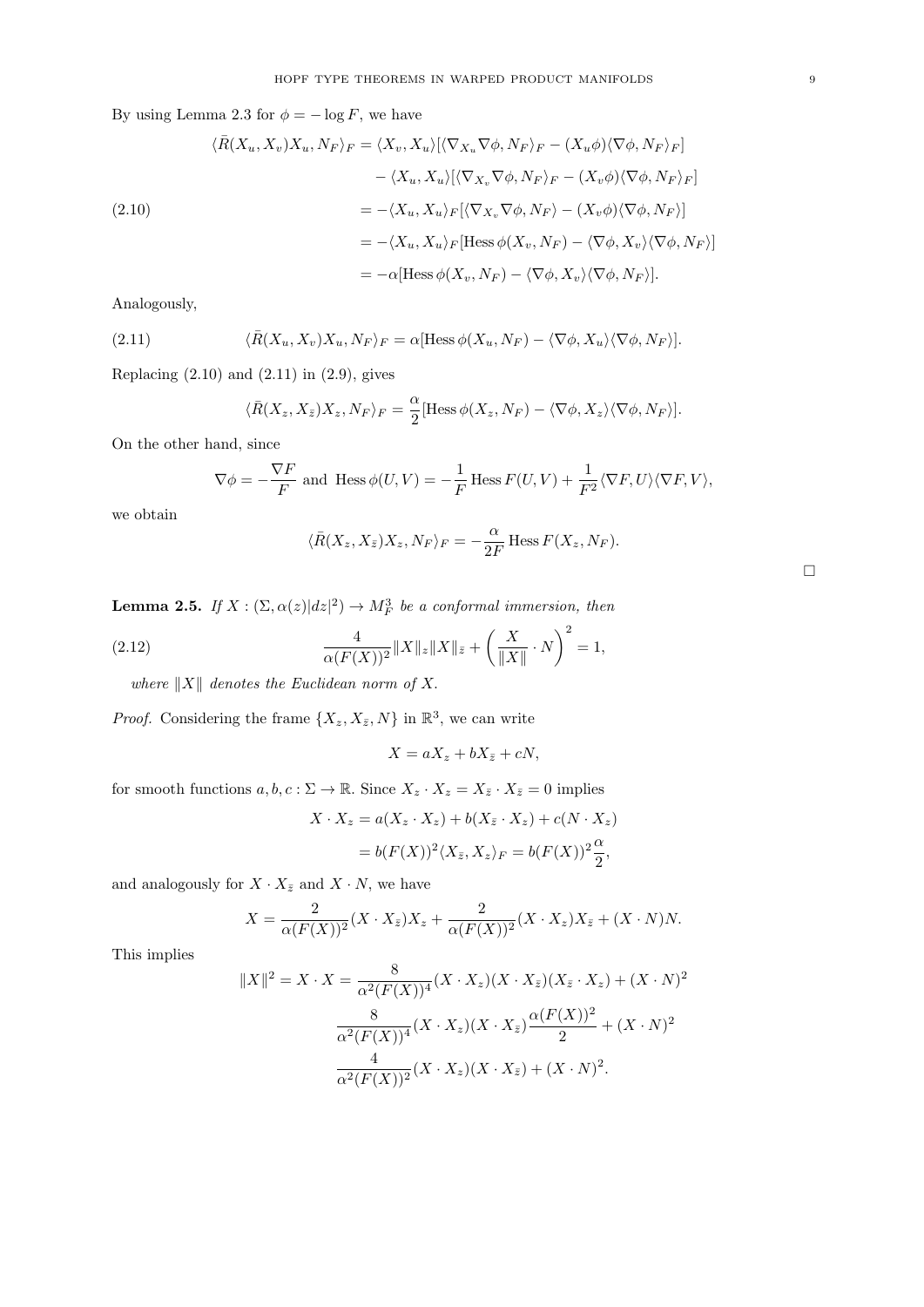By using Lemma 2.3 for $\phi = -\log F$, we have

$$
\begin{aligned}
\langle \bar{R}(X_u, X_v)X_u, N_F\rangle_F &= \langle X_v, X_u\rangle[\langle \nabla_{X_u}\nabla\phi, N_F\rangle_F - (X_u\phi)\langle\nabla\phi, N_F\rangle_F] \\
&\quad - \langle X_u, X_u\rangle[\langle \nabla_{X_v}\nabla\phi, N_F\rangle_F - (X_v\phi)\langle\nabla\phi, N_F\rangle_F] \\
&= -\langle X_u, X_u\rangle_F[\langle \nabla_{X_v}\nabla\phi, N_F\rangle - (X_v\phi)\langle\nabla\phi, N_F\rangle] \\
&= -\langle X_u, X_u\rangle_F[\operatorname{Hess}\phi(X_v, N_F) - \langle\nabla\phi, X_v\rangle\langle\nabla\phi, N_F\rangle] \\
&= -\alpha[\operatorname{Hess}\phi(X_v, N_F) - \langle\nabla\phi, X_v\rangle\langle\nabla\phi, N_F\rangle].
\end{aligned}
\tag{2.10}
$$

Analogously,

$$
\langle \bar{R}(X_u, X_v)X_u, N_F\rangle_F = \alpha[\operatorname{Hess}\phi(X_u, N_F) - \langle\nabla\phi, X_u\rangle\langle\nabla\phi, N_F\rangle]. \tag{2.11}
$$

Replacing (2.10) and (2.11) in (2.9), gives

$$
\langle \bar{R}(X_z, X_{\bar{z}})X_z, N_F\rangle_F = \frac{\alpha}{2}[\operatorname{Hess}\phi(X_z, N_F) - \langle\nabla\phi, X_z\rangle\langle\nabla\phi, N_F\rangle].
$$

On the other hand, since

$$
\nabla\phi = -\frac{\nabla F}{F} \text{ and } \operatorname{Hess}\phi(U,V) = -\frac{1}{F}\operatorname{Hess}F(U,V) + \frac{1}{F^2}\langle\nabla F, U\rangle\langle\nabla F, V\rangle,
$$

we obtain

$$
\langle \bar{R}(X_z, X_{\bar{z}})X_z, N_F\rangle_F = -\frac{\alpha}{2F}\operatorname{Hess}F(X_z, N_F).
$$

$\square$

**Lemma 2.5.** *If $X : (\Sigma, \alpha(z)|dz|^2) \to M_F^3$ be a conformal immersion, then*

$$
\frac{4}{\alpha(F(X))^2}\|X\|_z\|X\|_{\bar{z}} + \left(\frac{X}{\|X\|}\cdot N\right)^2 = 1, \tag{2.12}
$$

*where $\|X\|$ denotes the Euclidean norm of $X$.*

*Proof.* Considering the frame $\{X_z, X_{\bar{z}}, N\}$ in $\mathbb{R}^3$, we can write

$$
X = aX_z + bX_{\bar{z}} + cN,
$$

for smooth functions $a, b, c : \Sigma \to \mathbb{R}$. Since $X_z \cdot X_z = X_{\bar{z}} \cdot X_{\bar{z}} = 0$ implies

$$
\begin{aligned}
X \cdot X_z &= a(X_z \cdot X_z) + b(X_{\bar{z}} \cdot X_z) + c(N \cdot X_z) \\
&= b(F(X))^2\langle X_{\bar{z}}, X_z\rangle_F = b(F(X))^2\frac{\alpha}{2},
\end{aligned}
$$

and analogously for $X \cdot X_{\bar{z}}$ and $X \cdot N$, we have

$$
X = \frac{2}{\alpha(F(X))^2}(X \cdot X_{\bar{z}})X_z + \frac{2}{\alpha(F(X))^2}(X \cdot X_z)X_{\bar{z}} + (X \cdot N)N.
$$

This implies

$$
\begin{aligned}
\|X\|^2 = X \cdot X &= \frac{8}{\alpha^2(F(X))^4}(X \cdot X_z)(X \cdot X_{\bar{z}})(X_{\bar{z}} \cdot X_z) + (X \cdot N)^2 \\
&\quad \frac{8}{\alpha^2(F(X))^4}(X \cdot X_z)(X \cdot X_{\bar{z}})\frac{\alpha(F(X))^2}{2} + (X \cdot N)^2 \\
&\quad \frac{4}{\alpha^2(F(X))^2}(X \cdot X_z)(X \cdot X_{\bar{z}}) + (X \cdot N)^2.
\end{aligned}
$$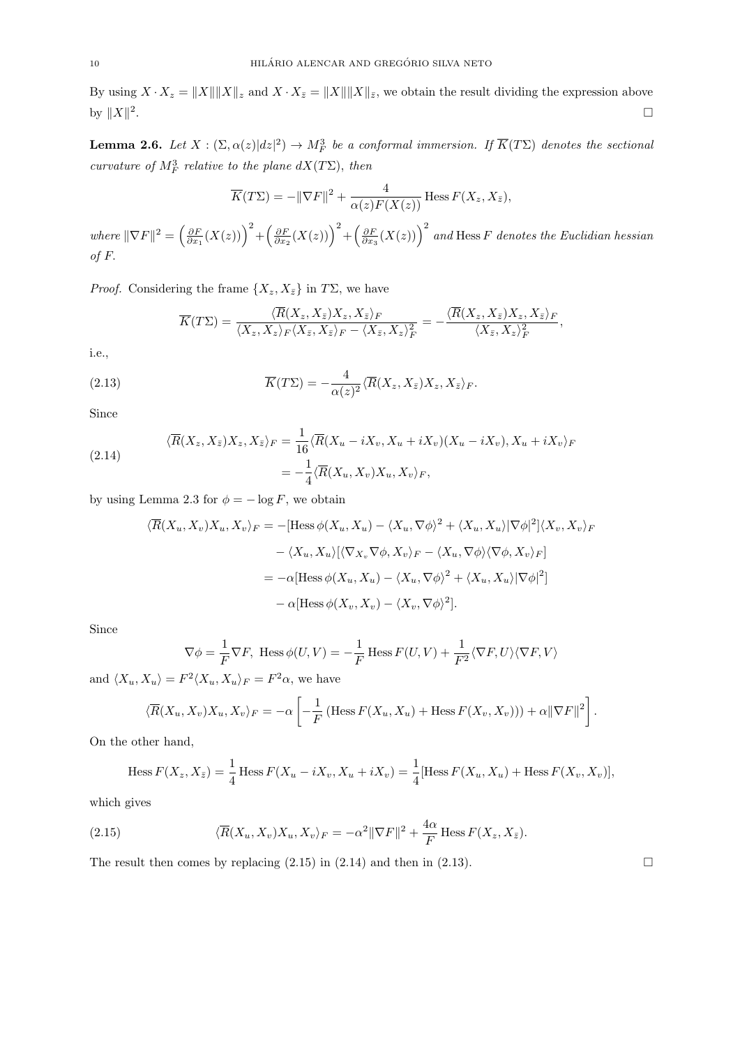By using $X \cdot X_z = \|X\| \|X\|_z$ and $X \cdot X_{\bar{z}} = \|X\| \|X\|_{\bar{z}}$, we obtain the result dividing the expression above by $\|X\|^2$. $\square$

**Lemma 2.6.** *Let $X : (\Sigma, \alpha(z)|dz|^2) \to M^3_F$ be a conformal immersion. If $\overline{K}(T\Sigma)$ denotes the sectional curvature of $M^3_F$ relative to the plane $dX(T\Sigma)$, then*

$$\overline{K}(T\Sigma) = -\|\nabla F\|^2 + \frac{4}{\alpha(z)F(X(z))} \operatorname{Hess} F(X_z, X_{\bar{z}}),$$

*where $\|\nabla F\|^2 = \left(\frac{\partial F}{\partial x_1}(X(z))\right)^2 + \left(\frac{\partial F}{\partial x_2}(X(z))\right)^2 + \left(\frac{\partial F}{\partial x_3}(X(z))\right)^2$ and $\operatorname{Hess} F$ denotes the Euclidian hessian of $F$.*

*Proof.* Considering the frame $\{X_z, X_{\bar{z}}\}$ in $T\Sigma$, we have

$$\overline{K}(T\Sigma) = \frac{\langle \overline{R}(X_z, X_{\bar{z}})X_z, X_{\bar{z}}\rangle_F}{\langle X_z, X_z\rangle_F \langle X_{\bar{z}}, X_{\bar{z}}\rangle_F - \langle X_{\bar{z}}, X_z\rangle_F^2} = -\frac{\langle \overline{R}(X_z, X_{\bar{z}})X_z, X_{\bar{z}}\rangle_F}{\langle X_{\bar{z}}, X_z\rangle_F^2},$$

i.e.,

$$\overline{K}(T\Sigma) = -\frac{4}{\alpha(z)^2} \langle \overline{R}(X_z, X_{\bar{z}})X_z, X_{\bar{z}}\rangle_F. \tag{2.13}$$

Since

$$\begin{aligned} \langle \overline{R}(X_z, X_{\bar{z}})X_z, X_{\bar{z}}\rangle_F &= \frac{1}{16} \langle \overline{R}(X_u - iX_v, X_u + iX_v)(X_u - iX_v), X_u + iX_v\rangle_F \\ &= -\frac{1}{4} \langle \overline{R}(X_u, X_v)X_u, X_v\rangle_F, \end{aligned} \tag{2.14}$$

by using Lemma 2.3 for $\phi = -\log F$, we obtain

$$\begin{aligned} \langle \overline{R}(X_u, X_v)X_u, X_v\rangle_F &= -[\operatorname{Hess} \phi(X_u, X_u) - \langle X_u, \nabla\phi\rangle^2 + \langle X_u, X_u\rangle |\nabla\phi|^2] \langle X_v, X_v\rangle_F \\ &\quad - \langle X_u, X_u\rangle [\langle \nabla_{X_v} \nabla\phi, X_v\rangle_F - \langle X_u, \nabla\phi\rangle \langle \nabla\phi, X_v\rangle_F] \\ &= -\alpha[\operatorname{Hess} \phi(X_u, X_u) - \langle X_u, \nabla\phi\rangle^2 + \langle X_u, X_u\rangle |\nabla\phi|^2] \\ &\quad - \alpha[\operatorname{Hess} \phi(X_v, X_v) - \langle X_v, \nabla\phi\rangle^2]. \end{aligned}$$

Since

$$\nabla\phi = \frac{1}{F}\nabla F, \ \operatorname{Hess} \phi(U, V) = -\frac{1}{F} \operatorname{Hess} F(U, V) + \frac{1}{F^2} \langle \nabla F, U\rangle \langle \nabla F, V\rangle$$

and $\langle X_u, X_u\rangle = F^2 \langle X_u, X_u\rangle_F = F^2 \alpha$, we have

$$\langle \overline{R}(X_u, X_v)X_u, X_v\rangle_F = -\alpha \left[ -\frac{1}{F} \left( \operatorname{Hess} F(X_u, X_u) + \operatorname{Hess} F(X_v, X_v) \right) + \alpha \|\nabla F\|^2 \right].$$

On the other hand,

$$\operatorname{Hess} F(X_z, X_{\bar{z}}) = \frac{1}{4} \operatorname{Hess} F(X_u - iX_v, X_u + iX_v) = \frac{1}{4}[\operatorname{Hess} F(X_u, X_u) + \operatorname{Hess} F(X_v, X_v)],$$

which gives

$$\langle \overline{R}(X_u, X_v)X_u, X_v\rangle_F = -\alpha^2 \|\nabla F\|^2 + \frac{4\alpha}{F} \operatorname{Hess} F(X_z, X_{\bar{z}}). \tag{2.15}$$

The result then comes by replacing (2.15) in (2.14) and then in (2.13). $\square$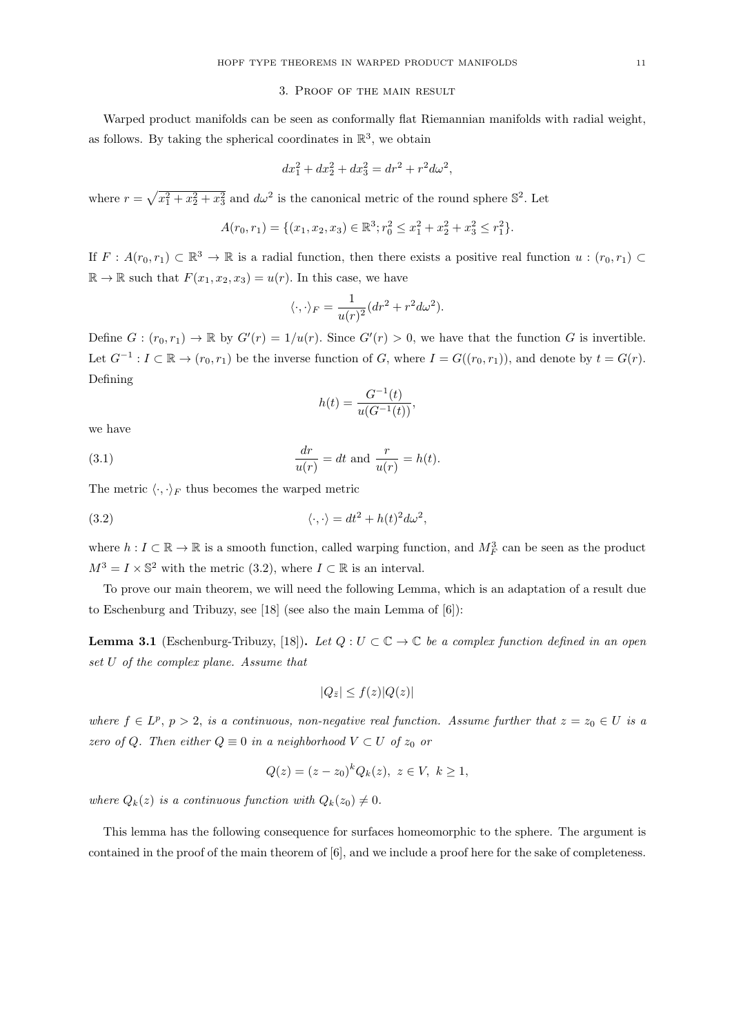## 3. Proof of the main result

Warped product manifolds can be seen as conformally flat Riemannian manifolds with radial weight, as follows. By taking the spherical coordinates in $\mathbb{R}^3$, we obtain

$$dx_1^2 + dx_2^2 + dx_3^2 = dr^2 + r^2 d\omega^2,$$

where $r = \sqrt{x_1^2 + x_2^2 + x_3^2}$ and $d\omega^2$ is the canonical metric of the round sphere $\mathbb{S}^2$. Let

$$A(r_0, r_1) = \{(x_1, x_2, x_3) \in \mathbb{R}^3; r_0^2 \leq x_1^2 + x_2^2 + x_3^2 \leq r_1^2\}.$$

If $F : A(r_0, r_1) \subset \mathbb{R}^3 \to \mathbb{R}$ is a radial function, then there exists a positive real function $u : (r_0, r_1) \subset \mathbb{R} \to \mathbb{R}$ such that $F(x_1, x_2, x_3) = u(r)$. In this case, we have

$$\langle \cdot, \cdot \rangle_F = \frac{1}{u(r)^2}(dr^2 + r^2 d\omega^2).$$

Define $G : (r_0, r_1) \to \mathbb{R}$ by $G'(r) = 1/u(r)$. Since $G'(r) > 0$, we have that the function $G$ is invertible. Let $G^{-1} : I \subset \mathbb{R} \to (r_0, r_1)$ be the inverse function of $G$, where $I = G((r_0, r_1))$, and denote by $t = G(r)$. Defining

$$h(t) = \frac{G^{-1}(t)}{u(G^{-1}(t))},$$

we have

$$\frac{dr}{u(r)} = dt \text{ and } \frac{r}{u(r)} = h(t). \tag{3.1}$$

The metric $\langle \cdot, \cdot \rangle_F$ thus becomes the warped metric

$$\langle \cdot, \cdot \rangle = dt^2 + h(t)^2 d\omega^2, \tag{3.2}$$

where $h : I \subset \mathbb{R} \to \mathbb{R}$ is a smooth function, called warping function, and $M_F^3$ can be seen as the product $M^3 = I \times \mathbb{S}^2$ with the metric (3.2), where $I \subset \mathbb{R}$ is an interval.

To prove our main theorem, we will need the following Lemma, which is an adaptation of a result due to Eschenburg and Tribuzy, see [18] (see also the main Lemma of [6]):

**Lemma 3.1** (Eschenburg-Tribuzy, [18])**.** *Let $Q : U \subset \mathbb{C} \to \mathbb{C}$ be a complex function defined in an open set $U$ of the complex plane. Assume that*

$$|Q_{\bar{z}}| \leq f(z)|Q(z)|$$

*where $f \in L^p$, $p > 2$, is a continuous, non-negative real function. Assume further that $z = z_0 \in U$ is a zero of $Q$. Then either $Q \equiv 0$ in a neighborhood $V \subset U$ of $z_0$ or*

$$Q(z) = (z - z_0)^k Q_k(z), \; z \in V, \; k \geq 1,$$

*where $Q_k(z)$ is a continuous function with $Q_k(z_0) \neq 0$.*

This lemma has the following consequence for surfaces homeomorphic to the sphere. The argument is contained in the proof of the main theorem of [6], and we include a proof here for the sake of completeness.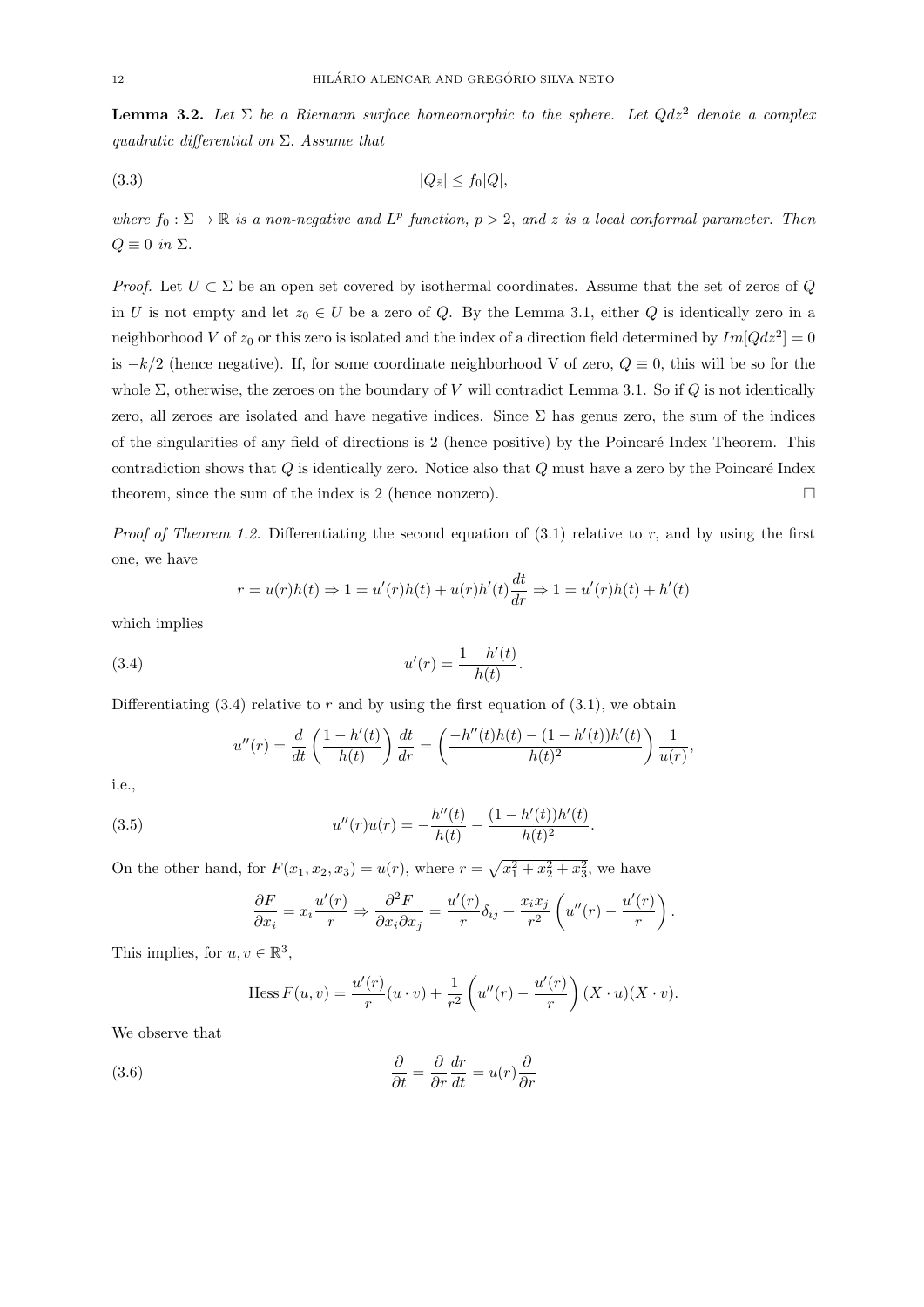**Lemma 3.2.** *Let $\Sigma$ be a Riemann surface homeomorphic to the sphere. Let $Qdz^2$ denote a complex quadratic differential on $\Sigma$. Assume that*

$$|Q_{\bar{z}}| \leq f_0 |Q|, \tag{3.3}$$

*where $f_0 : \Sigma \to \mathbb{R}$ is a non-negative and $L^p$ function, $p > 2$, and $z$ is a local conformal parameter. Then $Q \equiv 0$ in $\Sigma$.*

*Proof.* Let $U \subset \Sigma$ be an open set covered by isothermal coordinates. Assume that the set of zeros of $Q$ in $U$ is not empty and let $z_0 \in U$ be a zero of $Q$. By the Lemma 3.1, either $Q$ is identically zero in a neighborhood $V$ of $z_0$ or this zero is isolated and the index of a direction field determined by $Im[Qdz^2] = 0$ is $-k/2$ (hence negative). If, for some coordinate neighborhood V of zero, $Q \equiv 0$, this will be so for the whole $\Sigma$, otherwise, the zeroes on the boundary of $V$ will contradict Lemma 3.1. So if $Q$ is not identically zero, all zeroes are isolated and have negative indices. Since $\Sigma$ has genus zero, the sum of the indices of the singularities of any field of directions is 2 (hence positive) by the Poincaré Index Theorem. This contradiction shows that $Q$ is identically zero. Notice also that $Q$ must have a zero by the Poincaré Index theorem, since the sum of the index is 2 (hence nonzero). $\square$

*Proof of Theorem 1.2.* Differentiating the second equation of (3.1) relative to $r$, and by using the first one, we have

$$r = u(r)h(t) \Rightarrow 1 = u'(r)h(t) + u(r)h'(t)\frac{dt}{dr} \Rightarrow 1 = u'(r)h(t) + h'(t)$$

which implies

$$u'(r) = \frac{1 - h'(t)}{h(t)}. \tag{3.4}$$

Differentiating (3.4) relative to $r$ and by using the first equation of (3.1), we obtain

$$u''(r) = \frac{d}{dt}\left(\frac{1 - h'(t)}{h(t)}\right)\frac{dt}{dr} = \left(\frac{-h''(t)h(t) - (1 - h'(t))h'(t)}{h(t)^2}\right)\frac{1}{u(r)},$$

i.e.,

$$u''(r)u(r) = -\frac{h''(t)}{h(t)} - \frac{(1 - h'(t))h'(t)}{h(t)^2}. \tag{3.5}$$

On the other hand, for $F(x_1, x_2, x_3) = u(r)$, where $r = \sqrt{x_1^2 + x_2^2 + x_3^2}$, we have

$$\frac{\partial F}{\partial x_i} = x_i \frac{u'(r)}{r} \Rightarrow \frac{\partial^2 F}{\partial x_i \partial x_j} = \frac{u'(r)}{r}\delta_{ij} + \frac{x_i x_j}{r^2}\left(u''(r) - \frac{u'(r)}{r}\right).$$

This implies, for $u, v \in \mathbb{R}^3$,

$$\operatorname{Hess} F(u, v) = \frac{u'(r)}{r}(u \cdot v) + \frac{1}{r^2}\left(u''(r) - \frac{u'(r)}{r}\right)(X \cdot u)(X \cdot v).$$

We observe that

$$\frac{\partial}{\partial t} = \frac{\partial}{\partial r}\frac{dr}{dt} = u(r)\frac{\partial}{\partial r} \tag{3.6}$$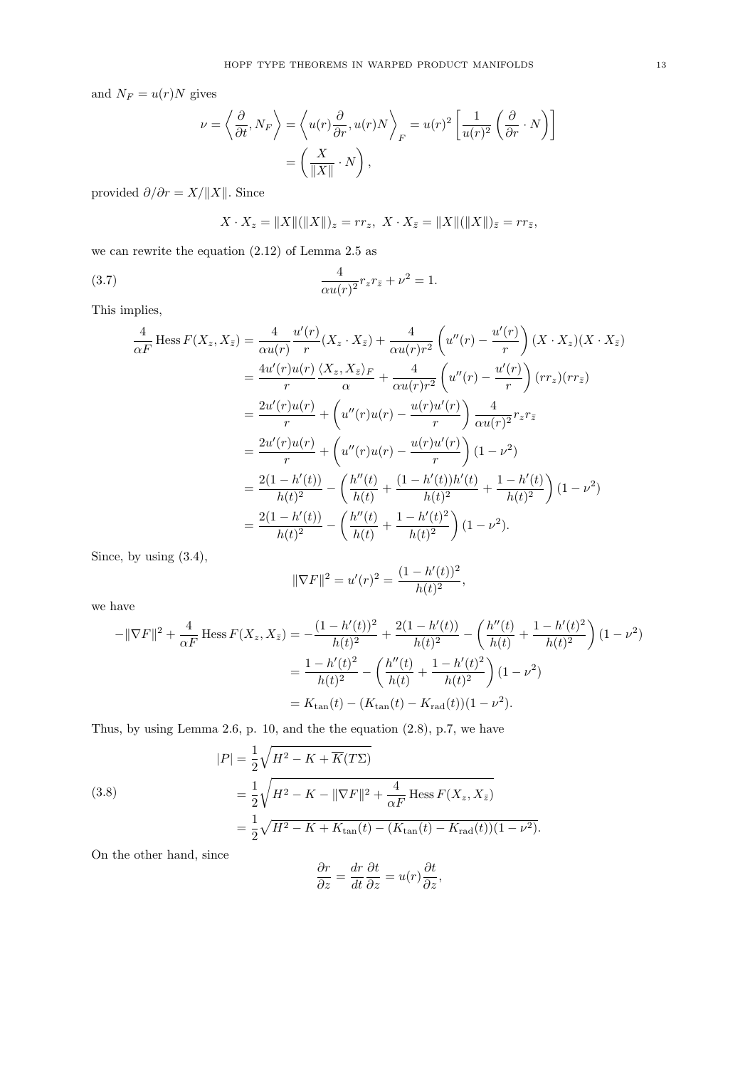and $N_F = u(r)N$ gives

$$\nu = \left\langle \frac{\partial}{\partial t}, N_F \right\rangle = \left\langle u(r)\frac{\partial}{\partial r}, u(r)N \right\rangle_F = u(r)^2 \left[ \frac{1}{u(r)^2} \left( \frac{\partial}{\partial r} \cdot N \right) \right]$$
$$= \left( \frac{X}{\|X\|} \cdot N \right),$$

provided $\partial/\partial r = X/\|X\|$. Since

$$X \cdot X_z = \|X\|(\|X\|)_z = rr_z, \ \ X \cdot X_{\bar{z}} = \|X\|(\|X\|)_{\bar{z}} = rr_{\bar{z}},$$

we can rewrite the equation (2.12) of Lemma 2.5 as

$$\frac{4}{\alpha u(r)^2} r_z r_{\bar{z}} + \nu^2 = 1. \tag{3.7}$$

This implies,

$$\begin{aligned}
\frac{4}{\alpha F}\operatorname{Hess} F(X_z, X_{\bar{z}}) &= \frac{4}{\alpha u(r)}\frac{u'(r)}{r}(X_z \cdot X_{\bar{z}}) + \frac{4}{\alpha u(r) r^2}\left(u''(r) - \frac{u'(r)}{r}\right)(X \cdot X_z)(X \cdot X_{\bar{z}}) \\
&= \frac{4u'(r)u(r)}{r}\frac{\langle X_z, X_{\bar{z}}\rangle_F}{\alpha} + \frac{4}{\alpha u(r) r^2}\left(u''(r) - \frac{u'(r)}{r}\right)(rr_z)(rr_{\bar{z}}) \\
&= \frac{2u'(r)u(r)}{r} + \left(u''(r)u(r) - \frac{u(r)u'(r)}{r}\right)\frac{4}{\alpha u(r)^2} r_z r_{\bar{z}} \\
&= \frac{2u'(r)u(r)}{r} + \left(u''(r)u(r) - \frac{u(r)u'(r)}{r}\right)(1-\nu^2) \\
&= \frac{2(1-h'(t))}{h(t)^2} - \left(\frac{h''(t)}{h(t)} + \frac{(1-h'(t))h'(t)}{h(t)^2} + \frac{1-h'(t)}{h(t)^2}\right)(1-\nu^2) \\
&= \frac{2(1-h'(t))}{h(t)^2} - \left(\frac{h''(t)}{h(t)} + \frac{1-h'(t)^2}{h(t)^2}\right)(1-\nu^2).
\end{aligned}$$

Since, by using (3.4),

$$\|\nabla F\|^2 = u'(r)^2 = \frac{(1-h'(t))^2}{h(t)^2},$$

we have

$$\begin{aligned}
-\|\nabla F\|^2 + \frac{4}{\alpha F}\operatorname{Hess} F(X_z, X_{\bar{z}}) &= -\frac{(1-h'(t))^2}{h(t)^2} + \frac{2(1-h'(t))}{h(t)^2} - \left(\frac{h''(t)}{h(t)} + \frac{1-h'(t)^2}{h(t)^2}\right)(1-\nu^2) \\
&= \frac{1-h'(t)^2}{h(t)^2} - \left(\frac{h''(t)}{h(t)} + \frac{1-h'(t)^2}{h(t)^2}\right)(1-\nu^2) \\
&= K_{\tan}(t) - (K_{\tan}(t) - K_{\mathrm{rad}}(t))(1-\nu^2).
\end{aligned}$$

Thus, by using Lemma 2.6, p. 10, and the the equation (2.8), p.7, we have

$$\begin{aligned}
|P| &= \frac{1}{2}\sqrt{H^2 - K + \overline{K}(T\Sigma)} \\
&= \frac{1}{2}\sqrt{H^2 - K - \|\nabla F\|^2 + \frac{4}{\alpha F}\operatorname{Hess} F(X_z, X_{\bar{z}})} \\
&= \frac{1}{2}\sqrt{H^2 - K + K_{\tan}(t) - (K_{\tan}(t) - K_{\mathrm{rad}}(t))(1-\nu^2)}.
\end{aligned} \tag{3.8}$$

On the other hand, since

$$\frac{\partial r}{\partial z} = \frac{dr}{dt}\frac{\partial t}{\partial z} = u(r)\frac{\partial t}{\partial z},$$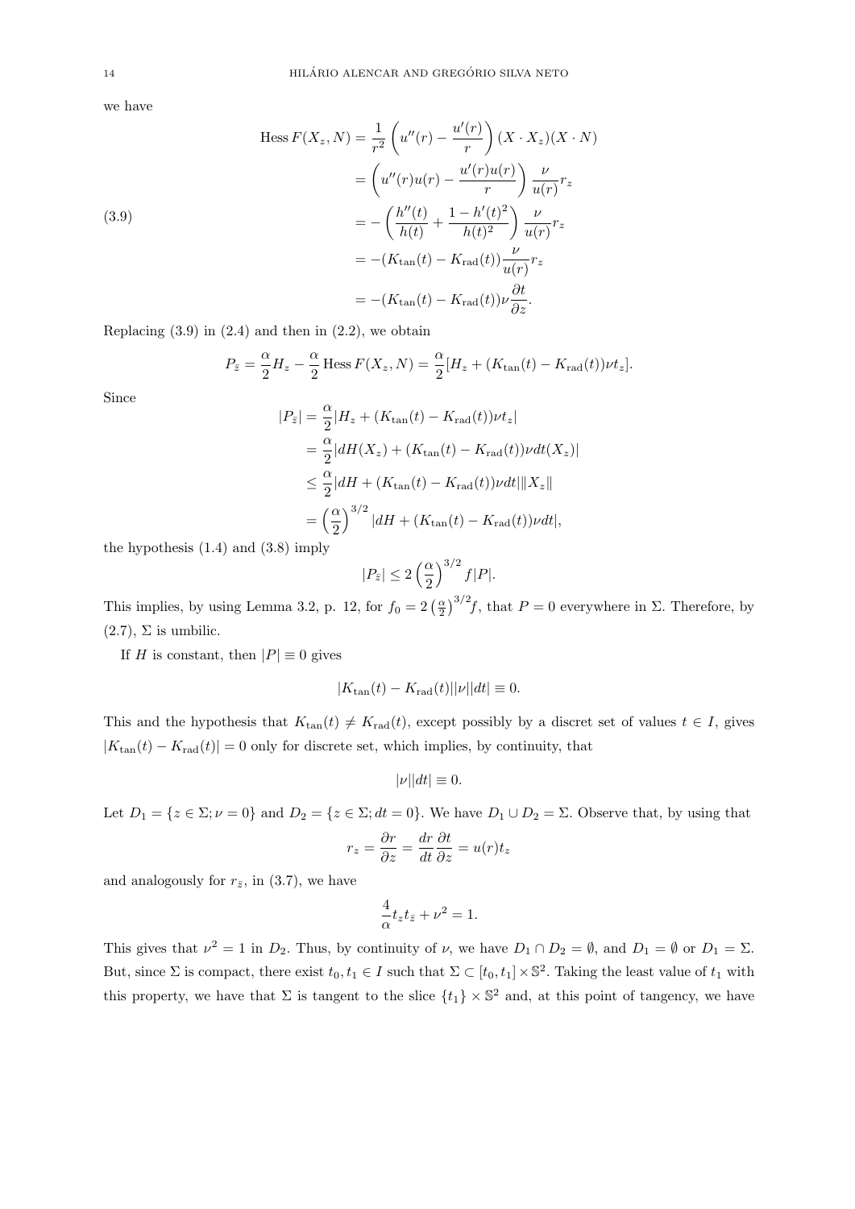we have

$$
\begin{aligned}
\operatorname{Hess} F(X_z, N) &= \frac{1}{r^2}\left(u''(r) - \frac{u'(r)}{r}\right)(X\cdot X_z)(X\cdot N)\\
&= \left(u''(r)u(r) - \frac{u'(r)u(r)}{r}\right)\frac{\nu}{u(r)}r_z\\
&= -\left(\frac{h''(t)}{h(t)} + \frac{1-h'(t)^2}{h(t)^2}\right)\frac{\nu}{u(r)}r_z\\
&= -(K_{\tan}(t) - K_{\mathrm{rad}}(t))\frac{\nu}{u(r)}r_z\\
&= -(K_{\tan}(t) - K_{\mathrm{rad}}(t))\nu\frac{\partial t}{\partial z}.
\end{aligned}
\tag{3.9}
$$

Replacing (3.9) in (2.4) and then in (2.2), we obtain

$$
P_{\bar z} = \frac{\alpha}{2}H_z - \frac{\alpha}{2}\operatorname{Hess} F(X_z, N) = \frac{\alpha}{2}[H_z + (K_{\tan}(t) - K_{\mathrm{rad}}(t))\nu t_z].
$$

Since

$$
\begin{aligned}
|P_{\bar z}| &= \frac{\alpha}{2}|H_z + (K_{\tan}(t) - K_{\mathrm{rad}}(t))\nu t_z|\\
&= \frac{\alpha}{2}|dH(X_z) + (K_{\tan}(t) - K_{\mathrm{rad}}(t))\nu dt(X_z)|\\
&\leq \frac{\alpha}{2}|dH + (K_{\tan}(t) - K_{\mathrm{rad}}(t))\nu dt|\|X_z\|\\
&= \left(\frac{\alpha}{2}\right)^{3/2}|dH + (K_{\tan}(t) - K_{\mathrm{rad}}(t))\nu dt|,
\end{aligned}
$$

the hypothesis (1.4) and (3.8) imply

$$
|P_{\bar z}| \leq 2\left(\frac{\alpha}{2}\right)^{3/2} f|P|.
$$

This implies, by using Lemma 3.2, p. 12, for $f_0 = 2\left(\frac{\alpha}{2}\right)^{3/2} f$, that $P = 0$ everywhere in $\Sigma$. Therefore, by (2.7), $\Sigma$ is umbilic.

If $H$ is constant, then $|P| \equiv 0$ gives

$$
|K_{\tan}(t) - K_{\mathrm{rad}}(t)||\nu||dt| \equiv 0.
$$

This and the hypothesis that $K_{\tan}(t) \neq K_{\mathrm{rad}}(t)$, except possibly by a discret set of values $t \in I$, gives $|K_{\tan}(t) - K_{\mathrm{rad}}(t)| = 0$ only for discrete set, which implies, by continuity, that

$$
|\nu||dt| \equiv 0.
$$

Let $D_1 = \{z \in \Sigma; \nu = 0\}$ and $D_2 = \{z \in \Sigma; dt = 0\}$. We have $D_1 \cup D_2 = \Sigma$. Observe that, by using that

$$
r_z = \frac{\partial r}{\partial z} = \frac{dr}{dt}\frac{\partial t}{\partial z} = u(r)t_z
$$

and analogously for $r_{\bar z}$, in (3.7), we have

$$
\frac{4}{\alpha}t_z t_{\bar z} + \nu^2 = 1.
$$

This gives that $\nu^2 = 1$ in $D_2$. Thus, by continuity of $\nu$, we have $D_1 \cap D_2 = \emptyset$, and $D_1 = \emptyset$ or $D_1 = \Sigma$. But, since $\Sigma$ is compact, there exist $t_0, t_1 \in I$ such that $\Sigma \subset [t_0, t_1] \times \mathbb{S}^2$. Taking the least value of $t_1$ with this property, we have that $\Sigma$ is tangent to the slice $\{t_1\} \times \mathbb{S}^2$ and, at this point of tangency, we have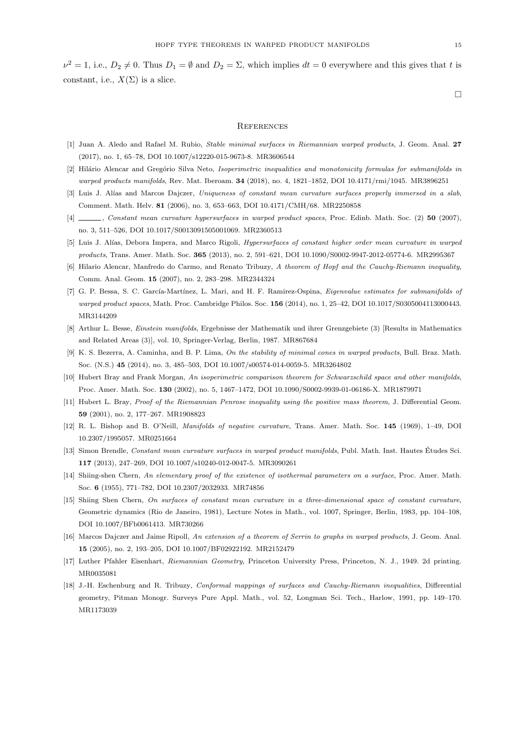$\nu^2 = 1$, i.e., $D_2 \neq 0$. Thus $D_1 = \emptyset$ and $D_2 = \Sigma$, which implies $dt = 0$ everywhere and this gives that $t$ is constant, i.e., $X(\Sigma)$ is a slice.

$\square$

## References

[1] Juan A. Aledo and Rafael M. Rubio, *Stable minimal surfaces in Riemannian warped products*, J. Geom. Anal. **27** (2017), no. 1, 65–78, DOI 10.1007/s12220-015-9673-8. MR3606544

[2] Hilário Alencar and Gregório Silva Neto, *Isoperimetric inequalities and monotonicity formulas for submanifolds in warped products manifolds*, Rev. Mat. Iberoam. **34** (2018), no. 4, 1821–1852, DOI 10.4171/rmi/1045. MR3896251

[3] Luis J. Alías and Marcos Dajczer, *Uniqueness of constant mean curvature surfaces properly immersed in a slab*, Comment. Math. Helv. **81** (2006), no. 3, 653–663, DOI 10.4171/CMH/68. MR2250858

[4] ______, *Constant mean curvature hypersurfaces in warped product spaces*, Proc. Edinb. Math. Soc. (2) **50** (2007), no. 3, 511–526, DOI 10.1017/S0013091505001069. MR2360513

[5] Luis J. Alías, Debora Impera, and Marco Rigoli, *Hypersurfaces of constant higher order mean curvature in warped products*, Trans. Amer. Math. Soc. **365** (2013), no. 2, 591–621, DOI 10.1090/S0002-9947-2012-05774-6. MR2995367

[6] Hilario Alencar, Manfredo do Carmo, and Renato Tribuzy, *A theorem of Hopf and the Cauchy-Riemann inequality*, Comm. Anal. Geom. **15** (2007), no. 2, 283–298. MR2344324

[7] G. P. Bessa, S. C. García-Martínez, L. Mari, and H. F. Ramirez-Ospina, *Eigenvalue estimates for submanifolds of warped product spaces*, Math. Proc. Cambridge Philos. Soc. **156** (2014), no. 1, 25–42, DOI 10.1017/S0305004113000443. MR3144209

[8] Arthur L. Besse, *Einstein manifolds*, Ergebnisse der Mathematik und ihrer Grenzgebiete (3) [Results in Mathematics and Related Areas (3)], vol. 10, Springer-Verlag, Berlin, 1987. MR867684

[9] K. S. Bezerra, A. Caminha, and B. P. Lima, *On the stability of minimal cones in warped products*, Bull. Braz. Math. Soc. (N.S.) **45** (2014), no. 3, 485–503, DOI 10.1007/s00574-014-0059-5. MR3264802

[10] Hubert Bray and Frank Morgan, *An isoperimetric comparison theorem for Schwarzschild space and other manifolds*, Proc. Amer. Math. Soc. **130** (2002), no. 5, 1467–1472, DOI 10.1090/S0002-9939-01-06186-X. MR1879971

[11] Hubert L. Bray, *Proof of the Riemannian Penrose inequality using the positive mass theorem*, J. Differential Geom. **59** (2001), no. 2, 177–267. MR1908823

[12] R. L. Bishop and B. O'Neill, *Manifolds of negative curvature*, Trans. Amer. Math. Soc. **145** (1969), 1–49, DOI 10.2307/1995057. MR0251664

[13] Simon Brendle, *Constant mean curvature surfaces in warped product manifolds*, Publ. Math. Inst. Hautes Études Sci. **117** (2013), 247–269, DOI 10.1007/s10240-012-0047-5. MR3090261

[14] Shiing-shen Chern, *An elementary proof of the existence of isothermal parameters on a surface*, Proc. Amer. Math. Soc. **6** (1955), 771–782, DOI 10.2307/2032933. MR74856

[15] Shiing Shen Chern, *On surfaces of constant mean curvature in a three-dimensional space of constant curvature*, Geometric dynamics (Rio de Janeiro, 1981), Lecture Notes in Math., vol. 1007, Springer, Berlin, 1983, pp. 104–108, DOI 10.1007/BFb0061413. MR730266

[16] Marcos Dajczer and Jaime Ripoll, *An extension of a theorem of Serrin to graphs in warped products*, J. Geom. Anal. **15** (2005), no. 2, 193–205, DOI 10.1007/BF02922192. MR2152479

[17] Luther Pfahler Eisenhart, *Riemannian Geometry*, Princeton University Press, Princeton, N. J., 1949. 2d printing. MR0035081

[18] J.-H. Eschenburg and R. Tribuzy, *Conformal mappings of surfaces and Cauchy-Riemann inequalities*, Differential geometry, Pitman Monogr. Surveys Pure Appl. Math., vol. 52, Longman Sci. Tech., Harlow, 1991, pp. 149–170. MR1173039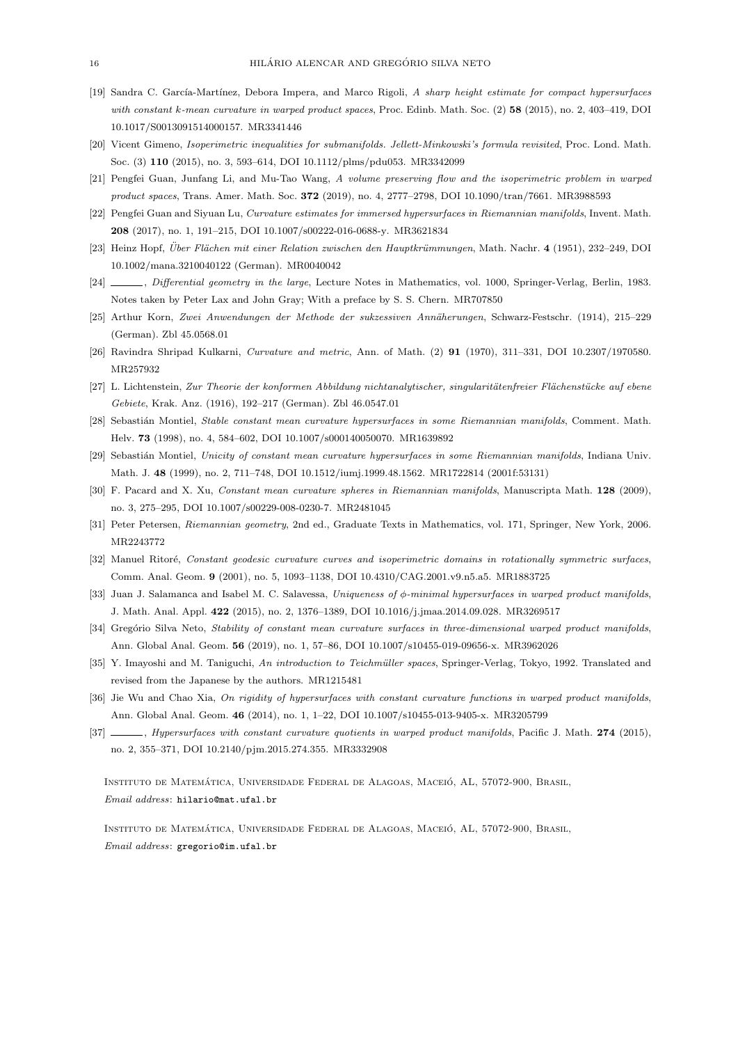[19] Sandra C. García-Martínez, Debora Impera, and Marco Rigoli, *A sharp height estimate for compact hypersurfaces with constant k-mean curvature in warped product spaces*, Proc. Edinb. Math. Soc. (2) **58** (2015), no. 2, 403–419, DOI 10.1017/S0013091514000157. MR3341446

[20] Vicent Gimeno, *Isoperimetric inequalities for submanifolds. Jellett-Minkowski's formula revisited*, Proc. Lond. Math. Soc. (3) **110** (2015), no. 3, 593–614, DOI 10.1112/plms/pdu053. MR3342099

[21] Pengfei Guan, Junfang Li, and Mu-Tao Wang, *A volume preserving flow and the isoperimetric problem in warped product spaces*, Trans. Amer. Math. Soc. **372** (2019), no. 4, 2777–2798, DOI 10.1090/tran/7661. MR3988593

[22] Pengfei Guan and Siyuan Lu, *Curvature estimates for immersed hypersurfaces in Riemannian manifolds*, Invent. Math. **208** (2017), no. 1, 191–215, DOI 10.1007/s00222-016-0688-y. MR3621834

[23] Heinz Hopf, *Über Flächen mit einer Relation zwischen den Hauptkrümmungen*, Math. Nachr. **4** (1951), 232–249, DOI 10.1002/mana.3210040122 (German). MR0040042

[24] ———, *Differential geometry in the large*, Lecture Notes in Mathematics, vol. 1000, Springer-Verlag, Berlin, 1983. Notes taken by Peter Lax and John Gray; With a preface by S. S. Chern. MR707850

[25] Arthur Korn, *Zwei Anwendungen der Methode der sukzessiven Annäherungen*, Schwarz-Festschr. (1914), 215–229 (German). Zbl 45.0568.01

[26] Ravindra Shripad Kulkarni, *Curvature and metric*, Ann. of Math. (2) **91** (1970), 311–331, DOI 10.2307/1970580. MR257932

[27] L. Lichtenstein, *Zur Theorie der konformen Abbildung nichtanalytischer, singularitätenfreier Flächenstücke auf ebene Gebiete*, Krak. Anz. (1916), 192–217 (German). Zbl 46.0547.01

[28] Sebastián Montiel, *Stable constant mean curvature hypersurfaces in some Riemannian manifolds*, Comment. Math. Helv. **73** (1998), no. 4, 584–602, DOI 10.1007/s000140050070. MR1639892

[29] Sebastián Montiel, *Unicity of constant mean curvature hypersurfaces in some Riemannian manifolds*, Indiana Univ. Math. J. **48** (1999), no. 2, 711–748, DOI 10.1512/iumj.1999.48.1562. MR1722814 (2001f:53131)

[30] F. Pacard and X. Xu, *Constant mean curvature spheres in Riemannian manifolds*, Manuscripta Math. **128** (2009), no. 3, 275–295, DOI 10.1007/s00229-008-0230-7. MR2481045

[31] Peter Petersen, *Riemannian geometry*, 2nd ed., Graduate Texts in Mathematics, vol. 171, Springer, New York, 2006. MR2243772

[32] Manuel Ritoré, *Constant geodesic curvature curves and isoperimetric domains in rotationally symmetric surfaces*, Comm. Anal. Geom. **9** (2001), no. 5, 1093–1138, DOI 10.4310/CAG.2001.v9.n5.a5. MR1883725

[33] Juan J. Salamanca and Isabel M. C. Salavessa, *Uniqueness of $\phi$-minimal hypersurfaces in warped product manifolds*, J. Math. Anal. Appl. **422** (2015), no. 2, 1376–1389, DOI 10.1016/j.jmaa.2014.09.028. MR3269517

[34] Gregório Silva Neto, *Stability of constant mean curvature surfaces in three-dimensional warped product manifolds*, Ann. Global Anal. Geom. **56** (2019), no. 1, 57–86, DOI 10.1007/s10455-019-09656-x. MR3962026

[35] Y. Imayoshi and M. Taniguchi, *An introduction to Teichmüller spaces*, Springer-Verlag, Tokyo, 1992. Translated and revised from the Japanese by the authors. MR1215481

[36] Jie Wu and Chao Xia, *On rigidity of hypersurfaces with constant curvature functions in warped product manifolds*, Ann. Global Anal. Geom. **46** (2014), no. 1, 1–22, DOI 10.1007/s10455-013-9405-x. MR3205799

[37] ———, *Hypersurfaces with constant curvature quotients in warped product manifolds*, Pacific J. Math. **274** (2015), no. 2, 355–371, DOI 10.2140/pjm.2015.274.355. MR3332908

Instituto de Matemática, Universidade Federal de Alagoas, Maceió, AL, 57072-900, Brasil,
*Email address*: hilario@mat.ufal.br

Instituto de Matemática, Universidade Federal de Alagoas, Maceió, AL, 57072-900, Brasil,
*Email address*: gregorio@im.ufal.br